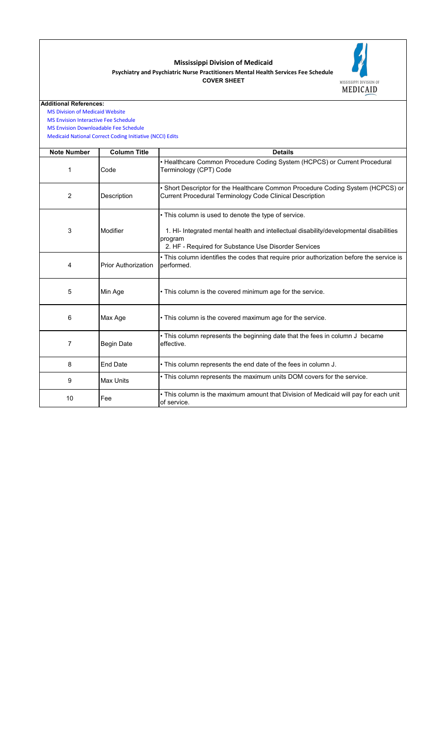# Mississippi Division of Medicaid

## Psychiatry and Psychiatric Nurse Practitioners Mental Health Services Fee Schedule

### COVER SHEET

MISSISSIPPI DIVISION OF MEDICAID

**Additional References:**

MS Division of Medicaid Website
MS Envision Interactive Fee Schedule
MS Envision Downloadable Fee Schedule
Medicaid National Correct Coding Initiative (NCCI) Edits

| Note Number | Column Title | Details |
|---|---|---|
| 1 | Code | • Healthcare Common Procedure Coding System (HCPCS) or Current Procedural Terminology (CPT) Code |
| 2 | Description | • Short Descriptor for the Healthcare Common Procedure Coding System (HCPCS) or Current Procedural Terminology Code Clinical Description |
| 3 | Modifier | • This column is used to denote the type of service.<br><br>1. HI- Integrated mental health and intellectual disability/developmental disabilities program<br>2. HF - Required for Substance Use Disorder Services |
| 4 | Prior Authorization | • This column identifies the codes that require prior authorization before the service is performed. |
| 5 | Min Age | • This column is the covered minimum age for the service. |
| 6 | Max Age | • This column is the covered maximum age for the service. |
| 7 | Begin Date | • This column represents the beginning date that the fees in column J became effective. |
| 8 | End Date | • This column represents the end date of the fees in column J. |
| 9 | Max Units | • This column represents the maximum units DOM covers for the service. |
| 10 | Fee | • This column is the maximum amount that Division of Medicaid will pay for each unit of service. |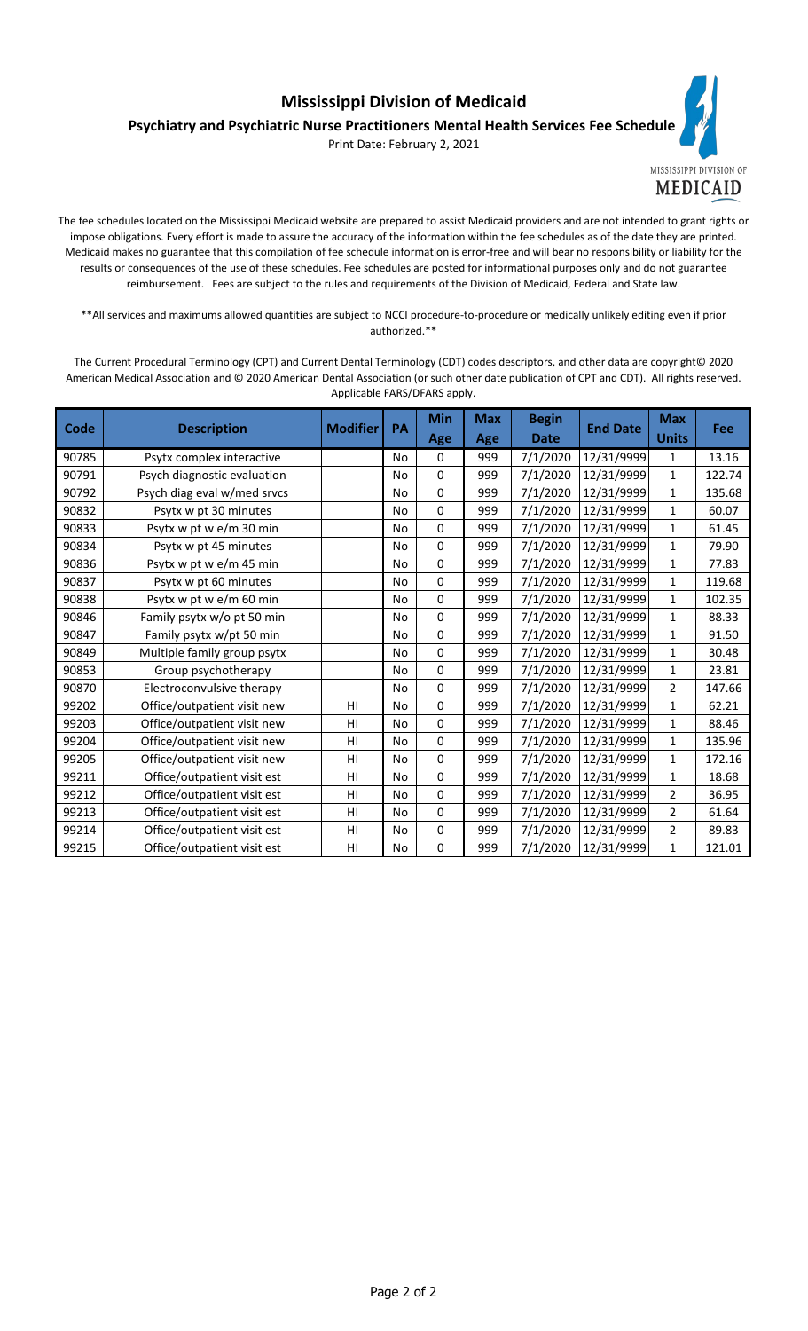# Mississippi Division of Medicaid

## Psychiatry and Psychiatric Nurse Practitioners Mental Health Services Fee Schedule

Print Date: February 2, 2021

The fee schedules located on the Mississippi Medicaid website are prepared to assist Medicaid providers and are not intended to grant rights or impose obligations. Every effort is made to assure the accuracy of the information within the fee schedules as of the date they are printed. Medicaid makes no guarantee that this compilation of fee schedule information is error-free and will bear no responsibility or liability for the results or consequences of the use of these schedules. Fee schedules are posted for informational purposes only and do not guarantee reimbursement. Fees are subject to the rules and requirements of the Division of Medicaid, Federal and State law.

**All services and maximums allowed quantities are subject to NCCI procedure-to-procedure or medically unlikely editing even if prior authorized.**

The Current Procedural Terminology (CPT) and Current Dental Terminology (CDT) codes descriptors, and other data are copyright© 2020 American Medical Association and © 2020 American Dental Association (or such other date publication of CPT and CDT). All rights reserved. Applicable FARS/DFARS apply.

| Code | Description | Modifier | PA | Min Age | Max Age | Begin Date | End Date | Max Units | Fee |
|---|---|---|---|---|---|---|---|---|---|
| 90785 | Psytx complex interactive | | No | 0 | 999 | 7/1/2020 | 12/31/9999 | 1 | 13.16 |
| 90791 | Psych diagnostic evaluation | | No | 0 | 999 | 7/1/2020 | 12/31/9999 | 1 | 122.74 |
| 90792 | Psych diag eval w/med srvcs | | No | 0 | 999 | 7/1/2020 | 12/31/9999 | 1 | 135.68 |
| 90832 | Psytx w pt 30 minutes | | No | 0 | 999 | 7/1/2020 | 12/31/9999 | 1 | 60.07 |
| 90833 | Psytx w pt w e/m 30 min | | No | 0 | 999 | 7/1/2020 | 12/31/9999 | 1 | 61.45 |
| 90834 | Psytx w pt 45 minutes | | No | 0 | 999 | 7/1/2020 | 12/31/9999 | 1 | 79.90 |
| 90836 | Psytx w pt w e/m 45 min | | No | 0 | 999 | 7/1/2020 | 12/31/9999 | 1 | 77.83 |
| 90837 | Psytx w pt 60 minutes | | No | 0 | 999 | 7/1/2020 | 12/31/9999 | 1 | 119.68 |
| 90838 | Psytx w pt w e/m 60 min | | No | 0 | 999 | 7/1/2020 | 12/31/9999 | 1 | 102.35 |
| 90846 | Family psytx w/o pt 50 min | | No | 0 | 999 | 7/1/2020 | 12/31/9999 | 1 | 88.33 |
| 90847 | Family psytx w/pt 50 min | | No | 0 | 999 | 7/1/2020 | 12/31/9999 | 1 | 91.50 |
| 90849 | Multiple family group psytx | | No | 0 | 999 | 7/1/2020 | 12/31/9999 | 1 | 30.48 |
| 90853 | Group psychotherapy | | No | 0 | 999 | 7/1/2020 | 12/31/9999 | 1 | 23.81 |
| 90870 | Electroconvulsive therapy | | No | 0 | 999 | 7/1/2020 | 12/31/9999 | 2 | 147.66 |
| 99202 | Office/outpatient visit new | HI | No | 0 | 999 | 7/1/2020 | 12/31/9999 | 1 | 62.21 |
| 99203 | Office/outpatient visit new | HI | No | 0 | 999 | 7/1/2020 | 12/31/9999 | 1 | 88.46 |
| 99204 | Office/outpatient visit new | HI | No | 0 | 999 | 7/1/2020 | 12/31/9999 | 1 | 135.96 |
| 99205 | Office/outpatient visit new | HI | No | 0 | 999 | 7/1/2020 | 12/31/9999 | 1 | 172.16 |
| 99211 | Office/outpatient visit est | HI | No | 0 | 999 | 7/1/2020 | 12/31/9999 | 1 | 18.68 |
| 99212 | Office/outpatient visit est | HI | No | 0 | 999 | 7/1/2020 | 12/31/9999 | 2 | 36.95 |
| 99213 | Office/outpatient visit est | HI | No | 0 | 999 | 7/1/2020 | 12/31/9999 | 2 | 61.64 |
| 99214 | Office/outpatient visit est | HI | No | 0 | 999 | 7/1/2020 | 12/31/9999 | 2 | 89.83 |
| 99215 | Office/outpatient visit est | HI | No | 0 | 999 | 7/1/2020 | 12/31/9999 | 1 | 121.01 |